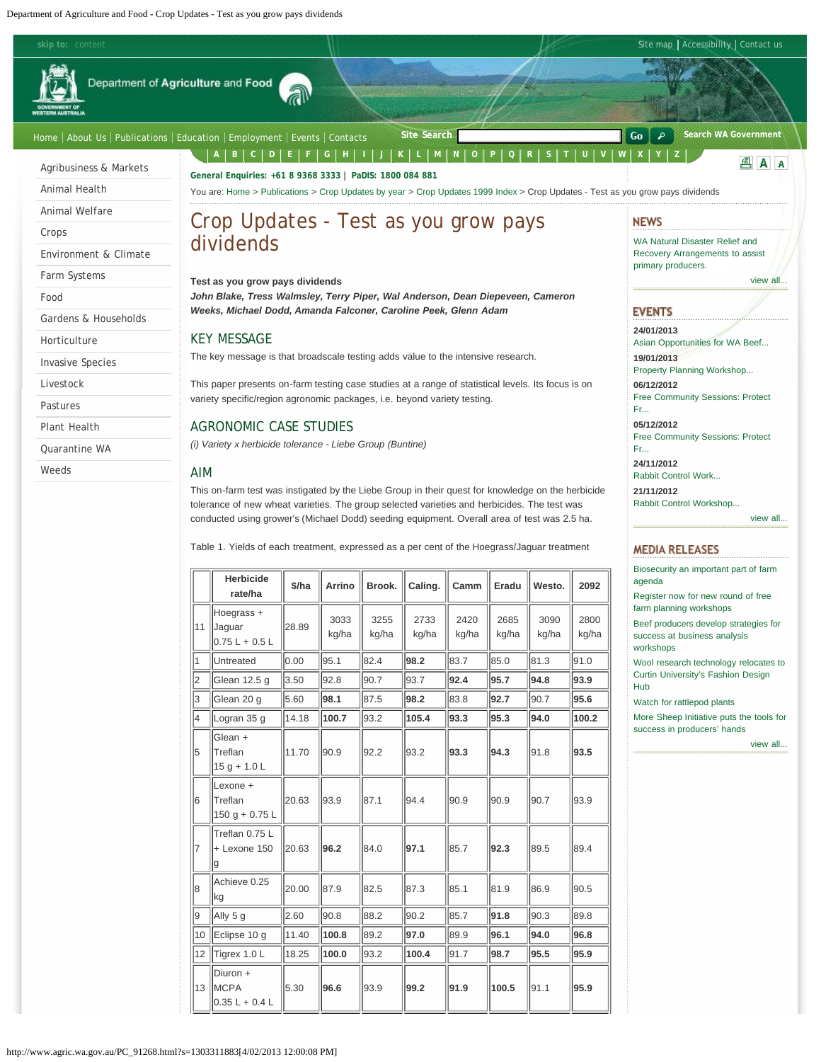# Crop Updates - Test as you grow pays dividends

**Test as you grow pays dividends**

***John Blake, Tress Walmsley, Terry Piper, Wal Anderson, Dean Diepeveen, Cameron Weeks, Michael Dodd, Amanda Falconer, Caroline Peek, Glenn Adam***

## KEY MESSAGE

The key message is that broadscale testing adds value to the intensive research.

This paper presents on-farm testing case studies at a range of statistical levels. Its focus is on variety specific/region agronomic packages, i.e. beyond variety testing.

## AGRONOMIC CASE STUDIES

*(i) Variety x herbicide tolerance - Liebe Group (Buntine)*

## AIM

This on-farm test was instigated by the Liebe Group in their quest for knowledge on the herbicide tolerance of new wheat varieties. The group selected varieties and herbicides. The test was conducted using grower's (Michael Dodd) seeding equipment. Overall area of test was 2.5 ha.

Table 1. Yields of each treatment, expressed as a per cent of the Hoegrass/Jaguar treatment

| | Herbicide rate/ha | $/ha | Arrino | Brook. | Caling. | Camm | Eradu | Westo. | 2092 |
|---|---|---|---|---|---|---|---|---|---|
| 11 | Hoegrass + Jaguar 0.75 L + 0.5 L | 28.89 | 3033 kg/ha | 3255 kg/ha | 2733 kg/ha | 2420 kg/ha | 2685 kg/ha | 3090 kg/ha | 2800 kg/ha |
| 1 | Untreated | 0.00 | 95.1 | 82.4 | **98.2** | 83.7 | 85.0 | 81.3 | 91.0 |
| 2 | Glean 12.5 g | 3.50 | 92.8 | 90.7 | 93.7 | **92.4** | **95.7** | **94.8** | **93.9** |
| 3 | Glean 20 g | 5.60 | **98.1** | 87.5 | **98.2** | 83.8 | **92.7** | 90.7 | **95.6** |
| 4 | Logran 35 g | 14.18 | **100.7** | 93.2 | **105.4** | **93.3** | **95.3** | **94.0** | **100.2** |
| 5 | Glean + Treflan 15 g + 1.0 L | 11.70 | 90.9 | 92.2 | 93.2 | **93.3** | **94.3** | 91.8 | **93.5** |
| 6 | Lexone + Treflan 150 g + 0.75 L | 20.63 | 93.9 | 87.1 | 94.4 | 90.9 | 90.9 | 90.7 | 93.9 |
| 7 | Treflan 0.75 L + Lexone 150 g | 20.63 | **96.2** | 84.0 | **97.1** | 85.7 | **92.3** | 89.5 | 89.4 |
| 8 | Achieve 0.25 kg | 20.00 | 87.9 | 82.5 | 87.3 | 85.1 | 81.9 | 86.9 | 90.5 |
| 9 | Ally 5 g | 2.60 | 90.8 | 88.2 | 90.2 | 85.7 | **91.8** | 90.3 | 89.8 |
| 10 | Eclipse 10 g | 11.40 | **100.8** | 89.2 | **97.0** | 89.9 | **96.1** | **94.0** | **96.8** |
| 12 | Tigrex 1.0 L | 18.25 | **100.0** | 93.2 | **100.4** | 91.7 | **98.7** | **95.5** | **95.9** |
| 13 | Diuron + MCPA 0.35 L + 0.4 L | 5.30 | **96.6** | 93.9 | **99.2** | **91.9** | **100.5** | 91.1 | **95.9** |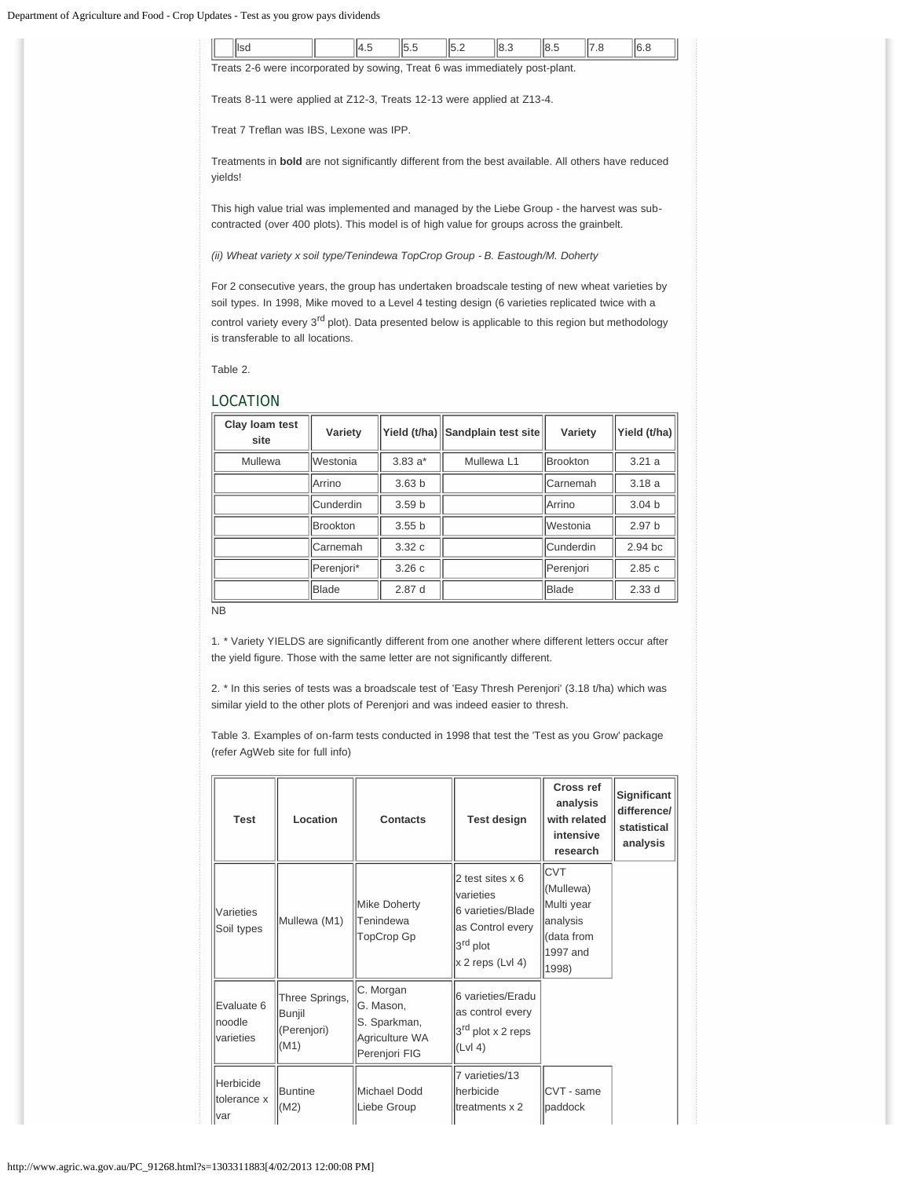| | lsd | | 4.5 | 5.5 | 5.2 | 8.3 | 8.5 | 7.8 | 6.8 |
|---|---|---|---|---|---|---|---|---|---|

Treats 2-6 were incorporated by sowing, Treat 6 was immediately post-plant.

Treats 8-11 were applied at Z12-3, Treats 12-13 were applied at Z13-4.

Treat 7 Treflan was IBS, Lexone was IPP.

Treatments in **bold** are not significantly different from the best available. All others have reduced yields!

This high value trial was implemented and managed by the Liebe Group - the harvest was sub-contracted (over 400 plots). This model is of high value for groups across the grainbelt.

*(ii) Wheat variety x soil type/Tenindewa TopCrop Group - B. Eastough/M. Doherty*

For 2 consecutive years, the group has undertaken broadscale testing of new wheat varieties by soil types. In 1998, Mike moved to a Level 4 testing design (6 varieties replicated twice with a control variety every 3rd plot). Data presented below is applicable to this region but methodology is transferable to all locations.

Table 2.

## LOCATION

| Clay loam test site | Variety | Yield (t/ha) | Sandplain test site | Variety | Yield (t/ha) |
|---|---|---|---|---|---|
| Mullewa | Westonia | 3.83 a* | Mullewa L1 | Brookton | 3.21 a |
| | Arrino | 3.63 b | | Carnemah | 3.18 a |
| | Cunderdin | 3.59 b | | Arrino | 3.04 b |
| | Brookton | 3.55 b | | Westonia | 2.97 b |
| | Carnemah | 3.32 c | | Cunderdin | 2.94 bc |
| | Perenjori* | 3.26 c | | Perenjori | 2.85 c |
| | Blade | 2.87 d | | Blade | 2.33 d |

NB

1. * Variety YIELDS are significantly different from one another where different letters occur after the yield figure. Those with the same letter are not significantly different.

2. * In this series of tests was a broadscale test of 'Easy Thresh Perenjori' (3.18 t/ha) which was similar yield to the other plots of Perenjori and was indeed easier to thresh.

Table 3. Examples of on-farm tests conducted in 1998 that test the 'Test as you Grow' package (refer AgWeb site for full info)

| Test | Location | Contacts | Test design | Cross ref analysis with related intensive research | Significant difference/ statistical analysis |
|---|---|---|---|---|---|
| Varieties Soil types | Mullewa (M1) | Mike Doherty Tenindewa TopCrop Gp | 2 test sites x 6 varieties 6 varieties/Blade as Control every 3rd plot x 2 reps (Lvl 4) | CVT (Mullewa) Multi year analysis (data from 1997 and 1998) | |
| Evaluate 6 noodle varieties | Three Springs, Bunjil (Perenjori) (M1) | C. Morgan G. Mason, S. Sparkman, Agriculture WA Perenjori FIG | 6 varieties/Eradu as control every 3rd plot x 2 reps (Lvl 4) | | |
| Herbicide tolerance x var | Buntine (M2) | Michael Dodd Liebe Group | 7 varieties/13 herbicide treatments x 2 | CVT - same paddock | |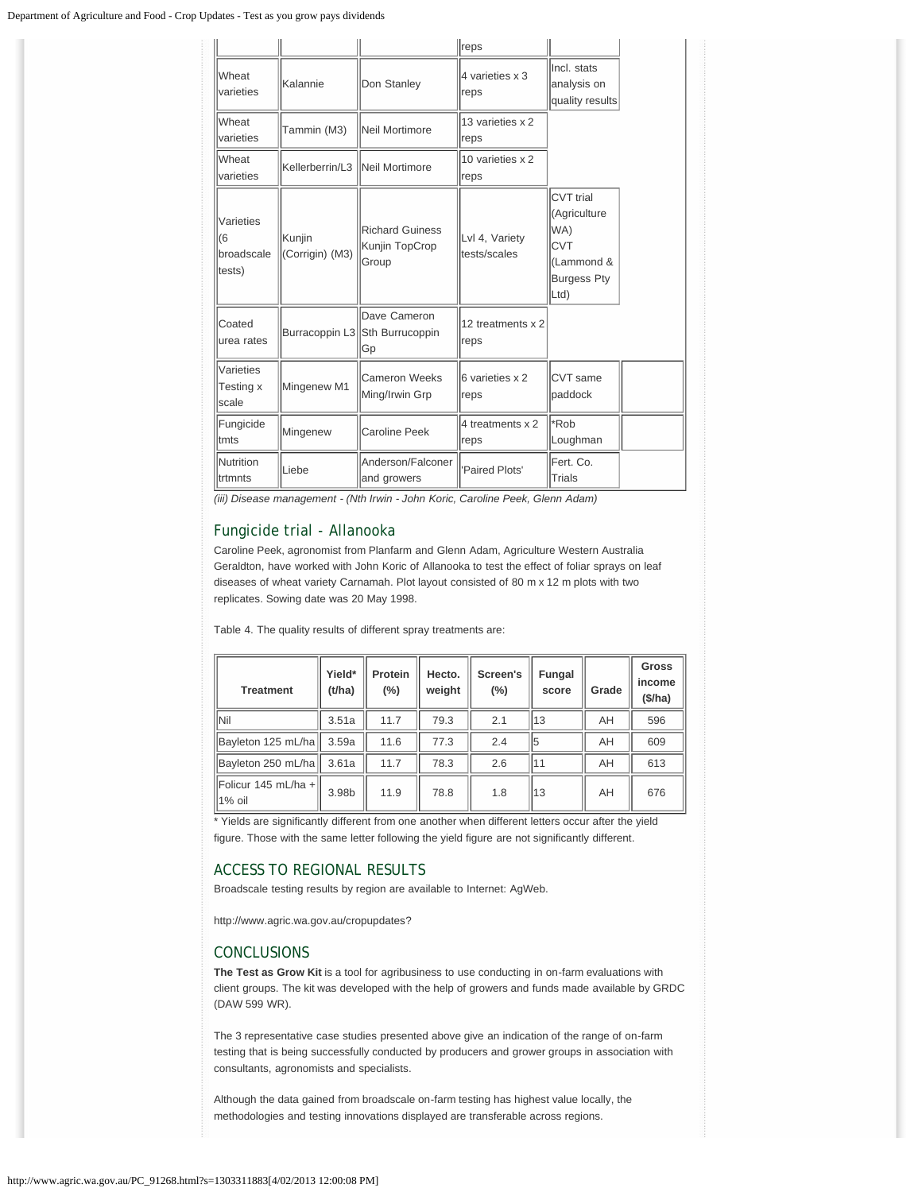| | | | reps | | |
|---|---|---|---|---|---|
| Wheat varieties | Kalannie | Don Stanley | 4 varieties x 3 reps | Incl. stats analysis on quality results | |
| Wheat varieties | Tammin (M3) | Neil Mortimore | 13 varieties x 2 reps | | |
| Wheat varieties | Kellerberrin/L3 | Neil Mortimore | 10 varieties x 2 reps | | |
| Varieties (6 broadscale tests) | Kunjin (Corrigin) (M3) | Richard Guiness Kunjin TopCrop Group | Lvl 4, Variety tests/scales | CVT trial (Agriculture WA) CVT (Lammond & Burgess Pty Ltd) | |
| Coated urea rates | Burracoppin L3 | Dave Cameron Sth Burrucoppin Gp | 12 treatments x 2 reps | | |
| Varieties Testing x scale | Mingenew M1 | Cameron Weeks Ming/Irwin Grp | 6 varieties x 2 reps | CVT same paddock | |
| Fungicide tmts | Mingenew | Caroline Peek | 4 treatments x 2 reps | *Rob Loughman | |
| Nutrition trtmnts | Liebe | Anderson/Falconer and growers | 'Paired Plots' | Fert. Co. Trials | |

*(iii) Disease management - (Nth Irwin - John Koric, Caroline Peek, Glenn Adam)*

## Fungicide trial - Allanooka

Caroline Peek, agronomist from Planfarm and Glenn Adam, Agriculture Western Australia Geraldton, have worked with John Koric of Allanooka to test the effect of foliar sprays on leaf diseases of wheat variety Carnamah. Plot layout consisted of 80 m x 12 m plots with two replicates. Sowing date was 20 May 1998.

Table 4. The quality results of different spray treatments are:

| Treatment | Yield* (t/ha) | Protein (%) | Hecto. weight | Screen's (%) | Fungal score | Grade | Gross income ($/ha) |
|---|---|---|---|---|---|---|---|
| Nil | 3.51a | 11.7 | 79.3 | 2.1 | 13 | AH | 596 |
| Bayleton 125 mL/ha | 3.59a | 11.6 | 77.3 | 2.4 | 5 | AH | 609 |
| Bayleton 250 mL/ha | 3.61a | 11.7 | 78.3 | 2.6 | 11 | AH | 613 |
| Folicur 145 mL/ha + 1% oil | 3.98b | 11.9 | 78.8 | 1.8 | 13 | AH | 676 |

* Yields are significantly different from one another when different letters occur after the yield figure. Those with the same letter following the yield figure are not significantly different.

## ACCESS TO REGIONAL RESULTS

Broadscale testing results by region are available to Internet: AgWeb.

http://www.agric.wa.gov.au/cropupdates?

## CONCLUSIONS

**The Test as Grow Kit** is a tool for agribusiness to use conducting in on-farm evaluations with client groups. The kit was developed with the help of growers and funds made available by GRDC (DAW 599 WR).

The 3 representative case studies presented above give an indication of the range of on-farm testing that is being successfully conducted by producers and grower groups in association with consultants, agronomists and specialists.

Although the data gained from broadscale on-farm testing has highest value locally, the methodologies and testing innovations displayed are transferable across regions.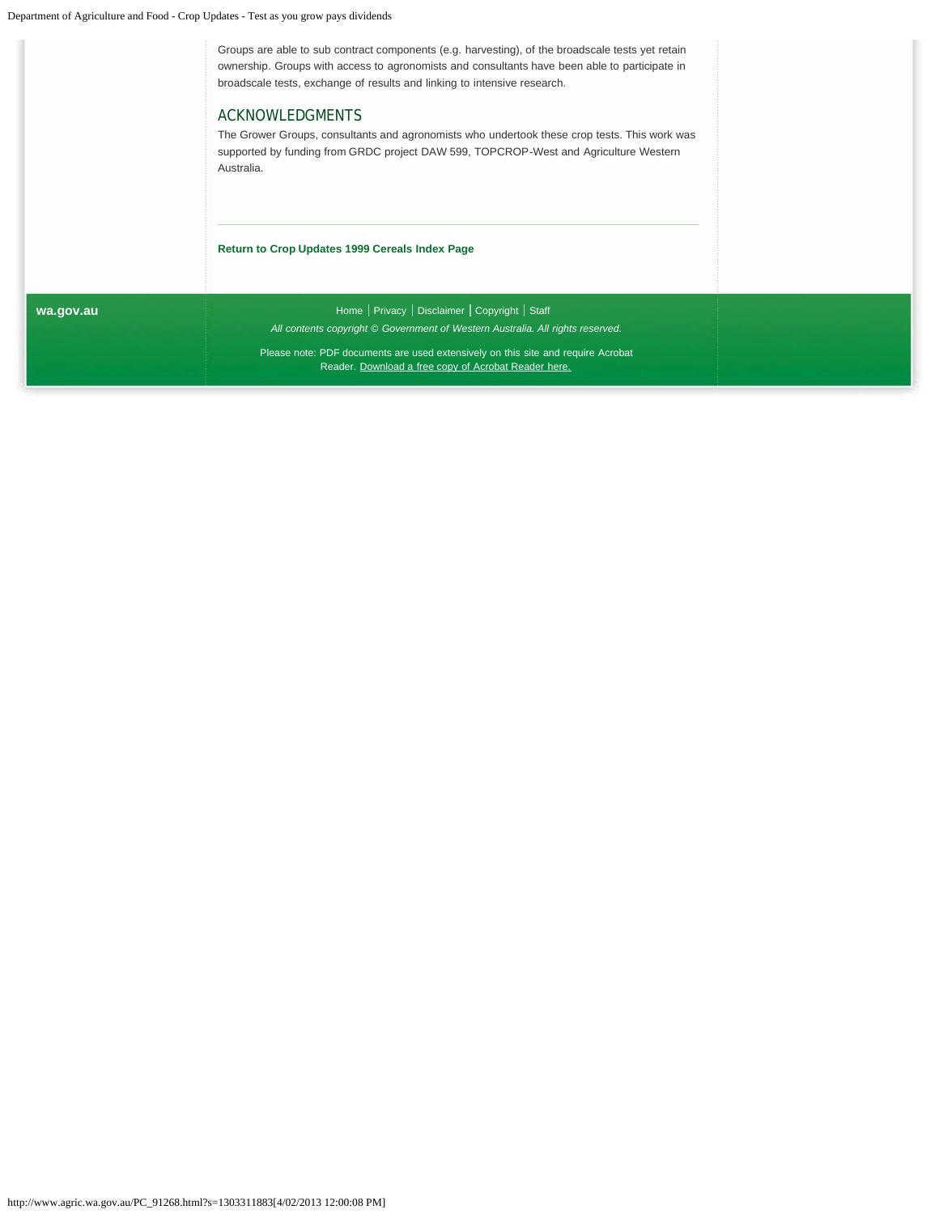Groups are able to sub contract components (e.g. harvesting), of the broadscale tests yet retain ownership. Groups with access to agronomists and consultants have been able to participate in broadscale tests, exchange of results and linking to intensive research.

## ACKNOWLEDGMENTS

The Grower Groups, consultants and agronomists who undertook these crop tests. This work was supported by funding from GRDC project DAW 599, TOPCROP-West and Agriculture Western Australia.

---

**Return to Crop Updates 1999 Cereals Index Page**

**wa.gov.au**

Home | Privacy | Disclaimer | Copyright | Staff

*All contents copyright © Government of Western Australia. All rights reserved.*

Please note: PDF documents are used extensively on this site and require Acrobat Reader. Download a free copy of Acrobat Reader here.